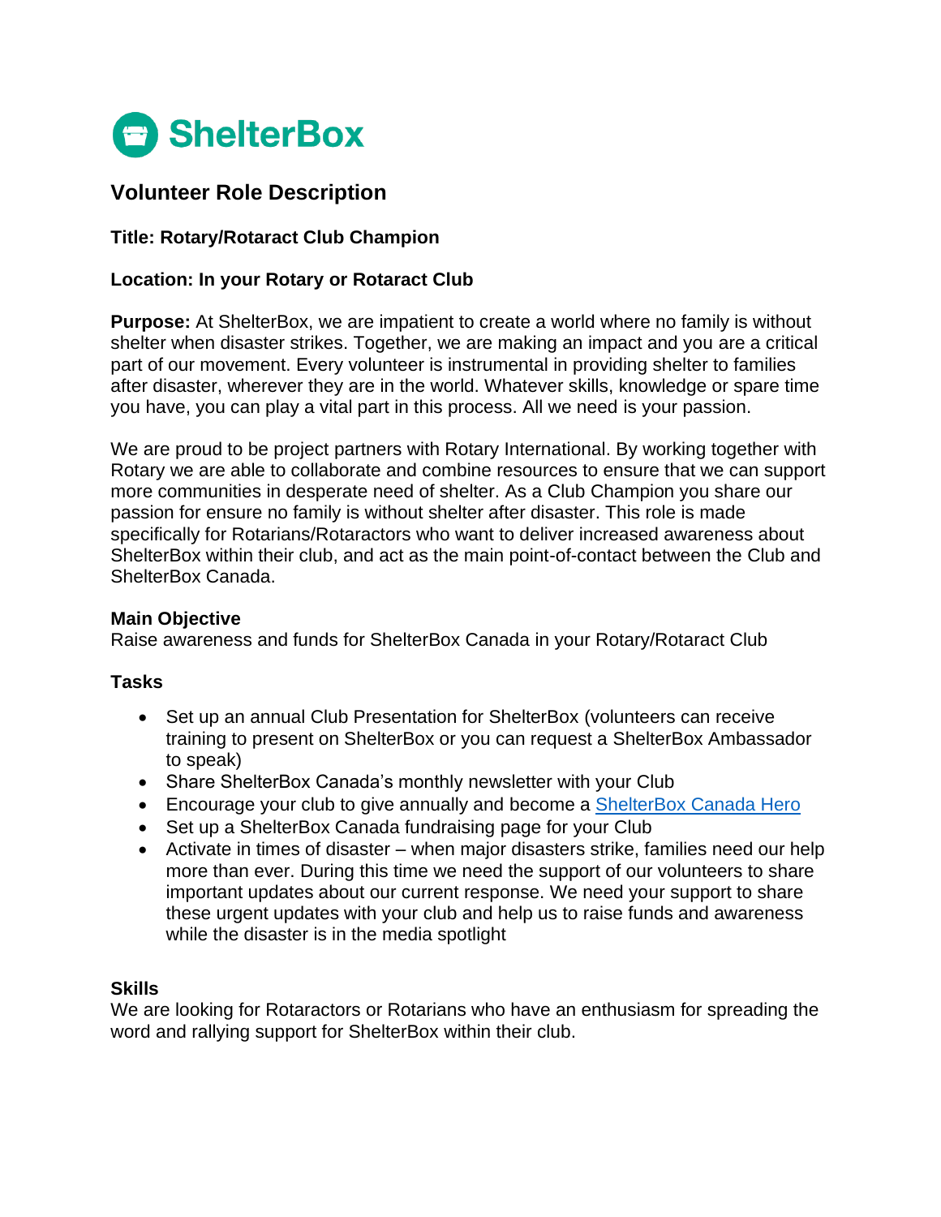ShelterBox

# Volunteer Role Description

**Title: Rotary/Rotaract Club Champion**

**Location: In your Rotary or Rotaract Club**

**Purpose:** At ShelterBox, we are impatient to create a world where no family is without shelter when disaster strikes. Together, we are making an impact and you are a critical part of our movement. Every volunteer is instrumental in providing shelter to families after disaster, wherever they are in the world. Whatever skills, knowledge or spare time you have, you can play a vital part in this process. All we need is your passion.

We are proud to be project partners with Rotary International. By working together with Rotary we are able to collaborate and combine resources to ensure that we can support more communities in desperate need of shelter. As a Club Champion you share our passion for ensure no family is without shelter after disaster. This role is made specifically for Rotarians/Rotaractors who want to deliver increased awareness about ShelterBox within their club, and act as the main point-of-contact between the Club and ShelterBox Canada.

### Main Objective

Raise awareness and funds for ShelterBox Canada in your Rotary/Rotaract Club

### Tasks

- Set up an annual Club Presentation for ShelterBox (volunteers can receive training to present on ShelterBox or you can request a ShelterBox Ambassador to speak)
- Share ShelterBox Canada's monthly newsletter with your Club
- Encourage your club to give annually and become a ShelterBox Canada Hero
- Set up a ShelterBox Canada fundraising page for your Club
- Activate in times of disaster – when major disasters strike, families need our help more than ever. During this time we need the support of our volunteers to share important updates about our current response. We need your support to share these urgent updates with your club and help us to raise funds and awareness while the disaster is in the media spotlight

### Skills

We are looking for Rotaractors or Rotarians who have an enthusiasm for spreading the word and rallying support for ShelterBox within their club.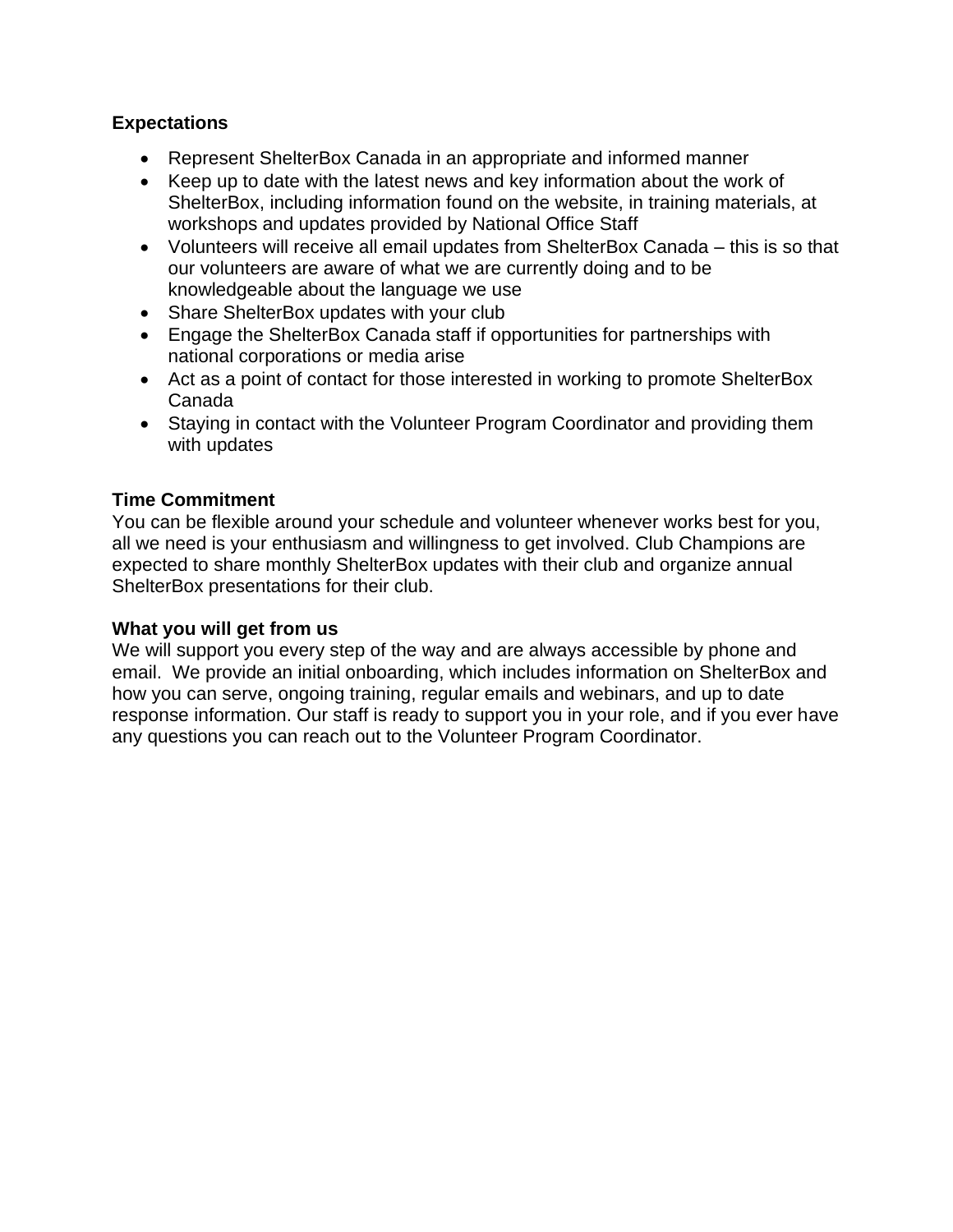**Expectations**

- Represent ShelterBox Canada in an appropriate and informed manner
- Keep up to date with the latest news and key information about the work of ShelterBox, including information found on the website, in training materials, at workshops and updates provided by National Office Staff
- Volunteers will receive all email updates from ShelterBox Canada – this is so that our volunteers are aware of what we are currently doing and to be knowledgeable about the language we use
- Share ShelterBox updates with your club
- Engage the ShelterBox Canada staff if opportunities for partnerships with national corporations or media arise
- Act as a point of contact for those interested in working to promote ShelterBox Canada
- Staying in contact with the Volunteer Program Coordinator and providing them with updates

**Time Commitment**

You can be flexible around your schedule and volunteer whenever works best for you, all we need is your enthusiasm and willingness to get involved. Club Champions are expected to share monthly ShelterBox updates with their club and organize annual ShelterBox presentations for their club.

**What you will get from us**

We will support you every step of the way and are always accessible by phone and email. We provide an initial onboarding, which includes information on ShelterBox and how you can serve, ongoing training, regular emails and webinars, and up to date response information. Our staff is ready to support you in your role, and if you ever have any questions you can reach out to the Volunteer Program Coordinator.